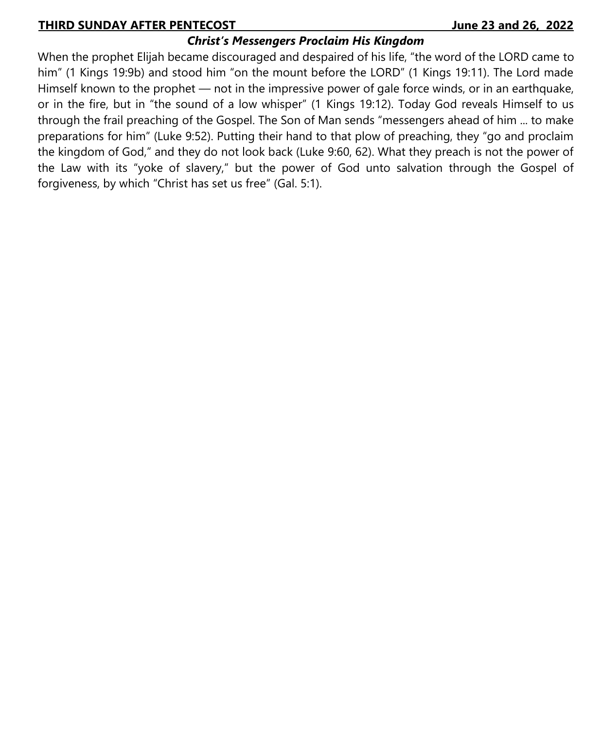**THIRD SUNDAY AFTER PENTECOST** **June 23 and 26, 2022**

## *Christ's Messengers Proclaim His Kingdom*

When the prophet Elijah became discouraged and despaired of his life, "the word of the LORD came to him" (1 Kings 19:9b) and stood him "on the mount before the LORD" (1 Kings 19:11). The Lord made Himself known to the prophet — not in the impressive power of gale force winds, or in an earthquake, or in the fire, but in "the sound of a low whisper" (1 Kings 19:12). Today God reveals Himself to us through the frail preaching of the Gospel. The Son of Man sends "messengers ahead of him ... to make preparations for him" (Luke 9:52). Putting their hand to that plow of preaching, they "go and proclaim the kingdom of God," and they do not look back (Luke 9:60, 62). What they preach is not the power of the Law with its "yoke of slavery," but the power of God unto salvation through the Gospel of forgiveness, by which "Christ has set us free" (Gal. 5:1).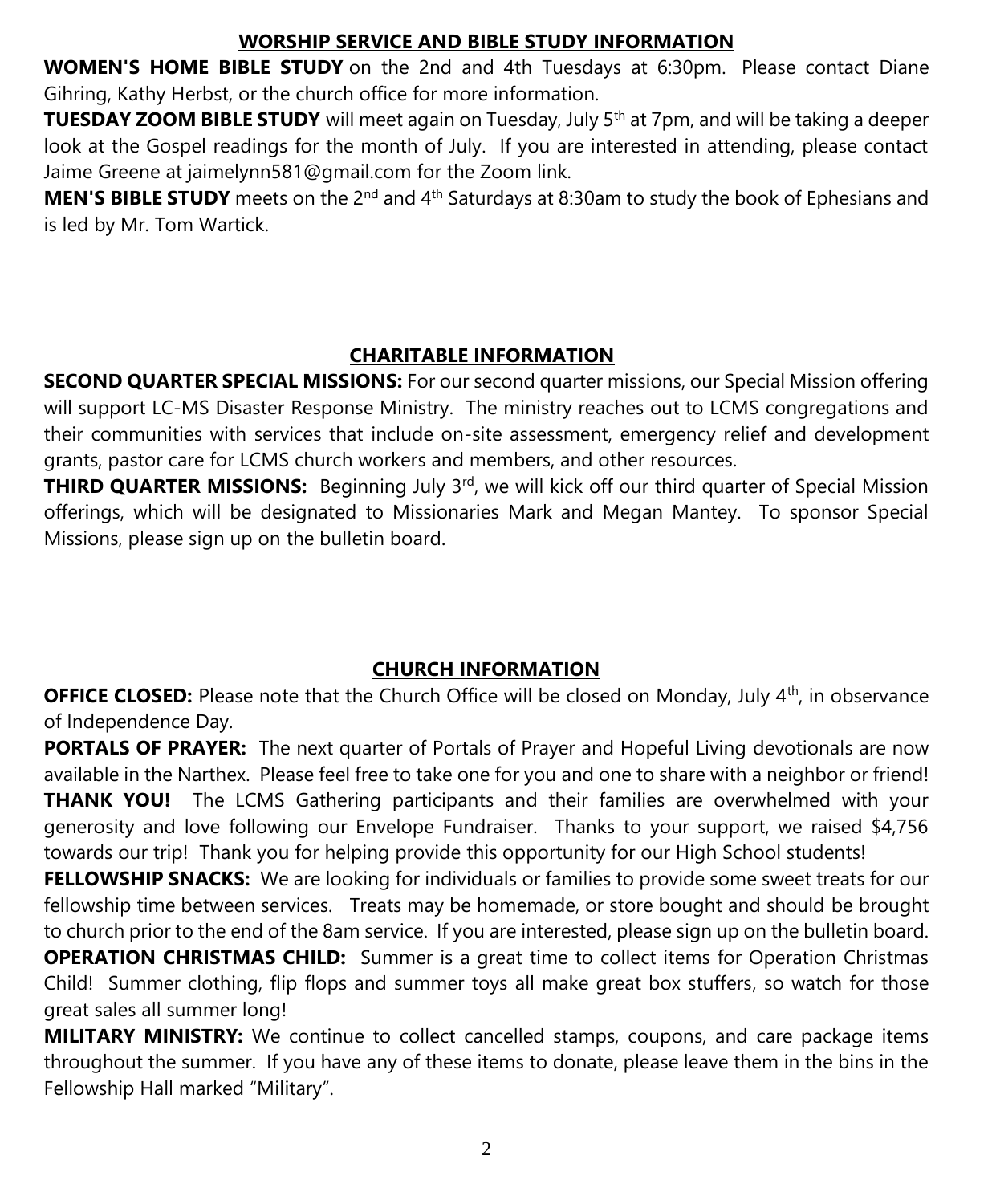## WORSHIP SERVICE AND BIBLE STUDY INFORMATION

**WOMEN'S HOME BIBLE STUDY** on the 2nd and 4th Tuesdays at 6:30pm. Please contact Diane Gihring, Kathy Herbst, or the church office for more information.

**TUESDAY ZOOM BIBLE STUDY** will meet again on Tuesday, July 5th at 7pm, and will be taking a deeper look at the Gospel readings for the month of July. If you are interested in attending, please contact Jaime Greene at jaimelynn581@gmail.com for the Zoom link.

**MEN'S BIBLE STUDY** meets on the 2nd and 4th Saturdays at 8:30am to study the book of Ephesians and is led by Mr. Tom Wartick.

## CHARITABLE INFORMATION

**SECOND QUARTER SPECIAL MISSIONS:** For our second quarter missions, our Special Mission offering will support LC-MS Disaster Response Ministry. The ministry reaches out to LCMS congregations and their communities with services that include on-site assessment, emergency relief and development grants, pastor care for LCMS church workers and members, and other resources.

**THIRD QUARTER MISSIONS:** Beginning July 3rd, we will kick off our third quarter of Special Mission offerings, which will be designated to Missionaries Mark and Megan Mantey. To sponsor Special Missions, please sign up on the bulletin board.

## CHURCH INFORMATION

**OFFICE CLOSED:** Please note that the Church Office will be closed on Monday, July 4th, in observance of Independence Day.

**PORTALS OF PRAYER:** The next quarter of Portals of Prayer and Hopeful Living devotionals are now available in the Narthex. Please feel free to take one for you and one to share with a neighbor or friend!

**THANK YOU!** The LCMS Gathering participants and their families are overwhelmed with your generosity and love following our Envelope Fundraiser. Thanks to your support, we raised $4,756 towards our trip! Thank you for helping provide this opportunity for our High School students!

**FELLOWSHIP SNACKS:** We are looking for individuals or families to provide some sweet treats for our fellowship time between services. Treats may be homemade, or store bought and should be brought to church prior to the end of the 8am service. If you are interested, please sign up on the bulletin board.

**OPERATION CHRISTMAS CHILD:** Summer is a great time to collect items for Operation Christmas Child! Summer clothing, flip flops and summer toys all make great box stuffers, so watch for those great sales all summer long!

**MILITARY MINISTRY:** We continue to collect cancelled stamps, coupons, and care package items throughout the summer. If you have any of these items to donate, please leave them in the bins in the Fellowship Hall marked "Military".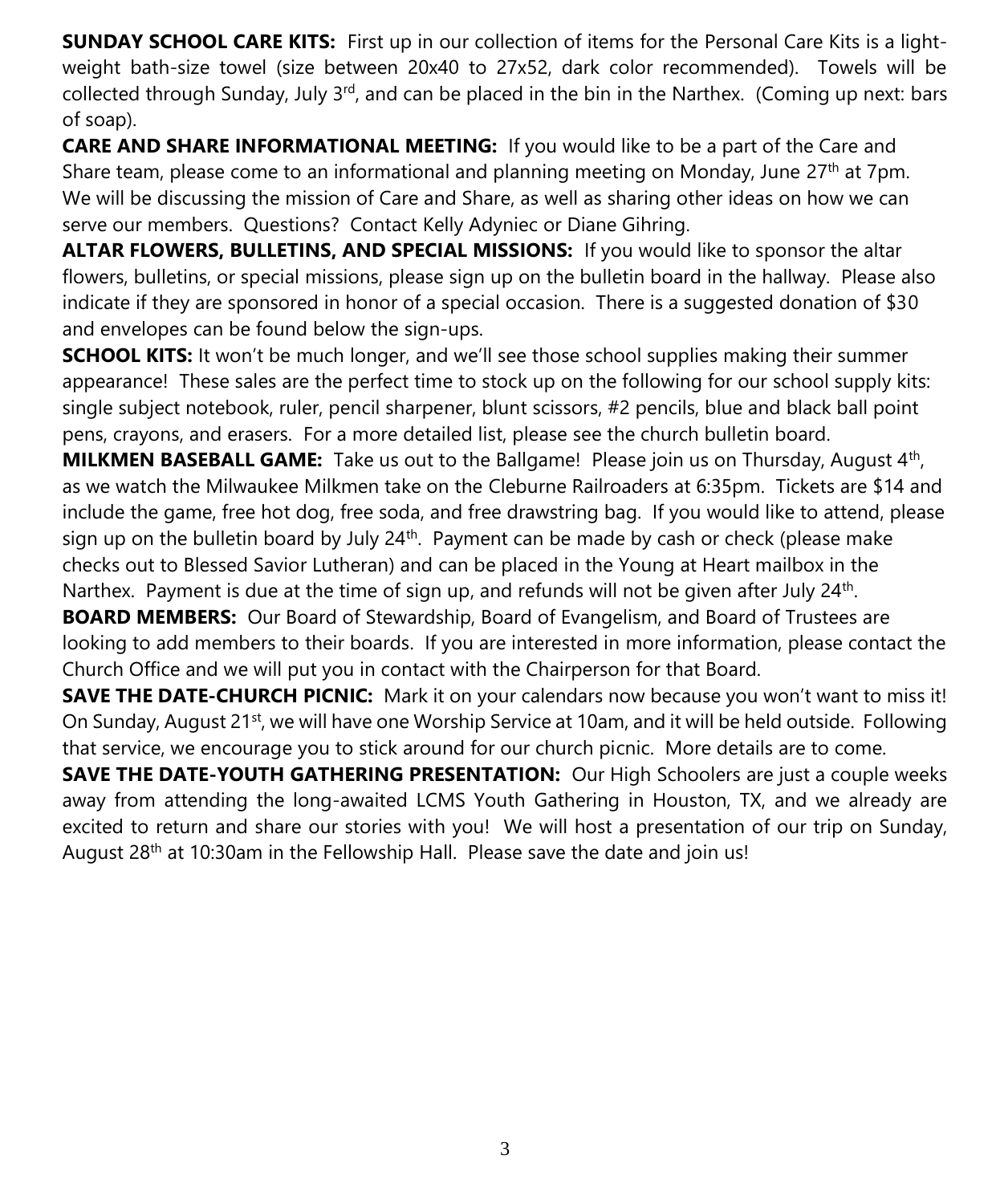**SUNDAY SCHOOL CARE KITS:** First up in our collection of items for the Personal Care Kits is a light-weight bath-size towel (size between 20x40 to 27x52, dark color recommended). Towels will be collected through Sunday, July 3rd, and can be placed in the bin in the Narthex. (Coming up next: bars of soap).

**CARE AND SHARE INFORMATIONAL MEETING:** If you would like to be a part of the Care and Share team, please come to an informational and planning meeting on Monday, June 27th at 7pm. We will be discussing the mission of Care and Share, as well as sharing other ideas on how we can serve our members. Questions? Contact Kelly Adyniec or Diane Gihring.

**ALTAR FLOWERS, BULLETINS, AND SPECIAL MISSIONS:** If you would like to sponsor the altar flowers, bulletins, or special missions, please sign up on the bulletin board in the hallway. Please also indicate if they are sponsored in honor of a special occasion. There is a suggested donation of $30 and envelopes can be found below the sign-ups.

**SCHOOL KITS:** It won't be much longer, and we'll see those school supplies making their summer appearance! These sales are the perfect time to stock up on the following for our school supply kits: single subject notebook, ruler, pencil sharpener, blunt scissors, #2 pencils, blue and black ball point pens, crayons, and erasers. For a more detailed list, please see the church bulletin board.

**MILKMEN BASEBALL GAME:** Take us out to the Ballgame! Please join us on Thursday, August 4th, as we watch the Milwaukee Milkmen take on the Cleburne Railroaders at 6:35pm. Tickets are $14 and include the game, free hot dog, free soda, and free drawstring bag. If you would like to attend, please sign up on the bulletin board by July 24th. Payment can be made by cash or check (please make checks out to Blessed Savior Lutheran) and can be placed in the Young at Heart mailbox in the Narthex. Payment is due at the time of sign up, and refunds will not be given after July 24th.

**BOARD MEMBERS:** Our Board of Stewardship, Board of Evangelism, and Board of Trustees are looking to add members to their boards. If you are interested in more information, please contact the Church Office and we will put you in contact with the Chairperson for that Board.

**SAVE THE DATE-CHURCH PICNIC:** Mark it on your calendars now because you won't want to miss it! On Sunday, August 21st, we will have one Worship Service at 10am, and it will be held outside. Following that service, we encourage you to stick around for our church picnic. More details are to come.

**SAVE THE DATE-YOUTH GATHERING PRESENTATION:** Our High Schoolers are just a couple weeks away from attending the long-awaited LCMS Youth Gathering in Houston, TX, and we already are excited to return and share our stories with you! We will host a presentation of our trip on Sunday, August 28th at 10:30am in the Fellowship Hall. Please save the date and join us!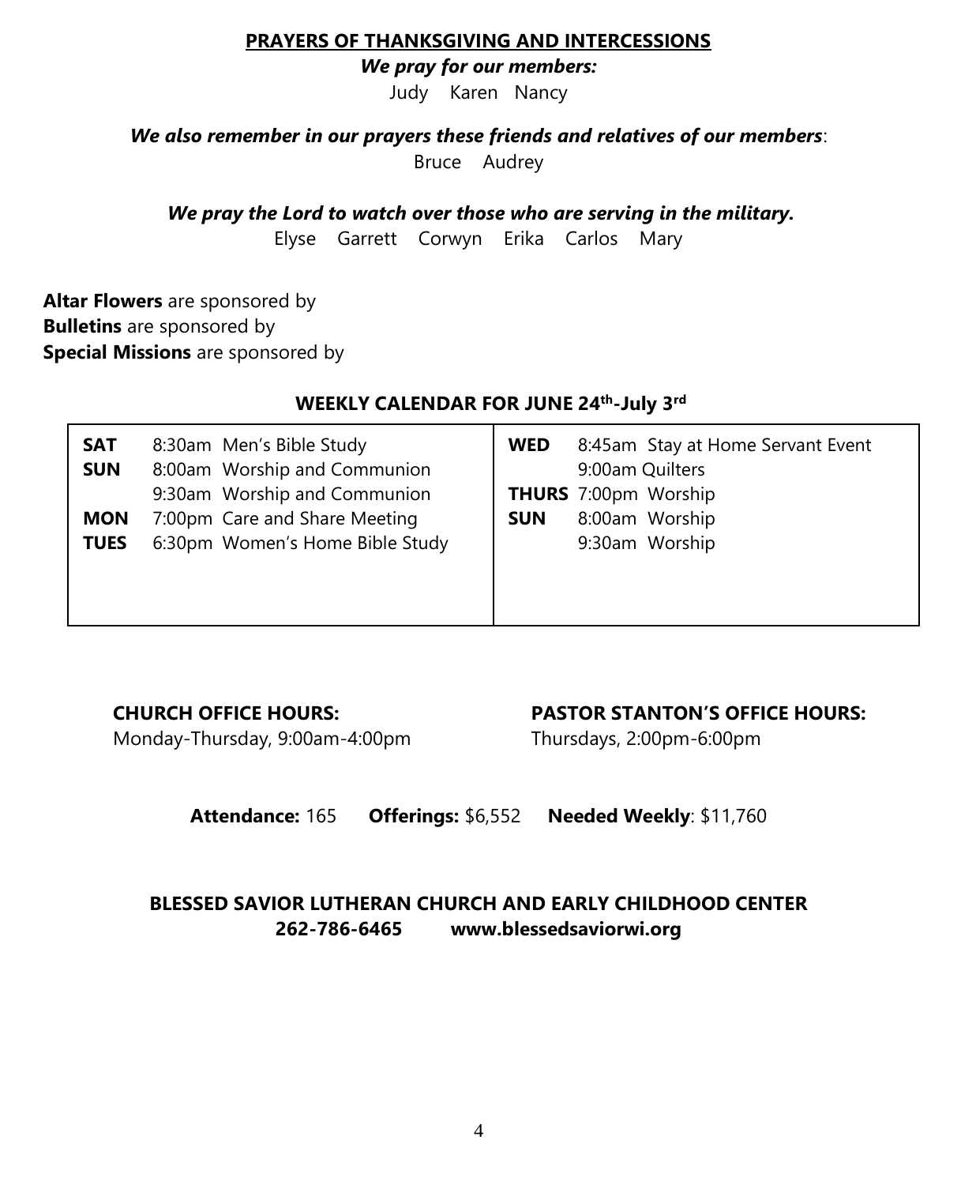## PRAYERS OF THANKSGIVING AND INTERCESSIONS

***We pray for our members:***

Judy  Karen  Nancy

***We also remember in our prayers these friends and relatives of our members***:

Bruce  Audrey

***We pray the Lord to watch over those who are serving in the military.***

Elyse  Garrett  Corwyn  Erika  Carlos  Mary

**Altar Flowers** are sponsored by
**Bulletins** are sponsored by
**Special Missions** are sponsored by

### WEEKLY CALENDAR FOR JUNE 24th-July 3rd

| | | | |
|---|---|---|---|
| **SAT** | 8:30am Men's Bible Study | **WED** | 8:45am Stay at Home Servant Event |
| **SUN** | 8:00am Worship and Communion | | 9:00am Quilters |
| | 9:30am Worship and Communion | **THURS** | 7:00pm Worship |
| **MON** | 7:00pm Care and Share Meeting | **SUN** | 8:00am Worship |
| **TUES** | 6:30pm Women's Home Bible Study | | 9:30am Worship |

**CHURCH OFFICE HOURS:**
Monday-Thursday, 9:00am-4:00pm

**PASTOR STANTON'S OFFICE HOURS:**
Thursdays, 2:00pm-6:00pm

**Attendance:** 165  **Offerings:** $6,552  **Needed Weekly**: $11,760

**BLESSED SAVIOR LUTHERAN CHURCH AND EARLY CHILDHOOD CENTER**
**262-786-6465  www.blessedsaviorwi.org**